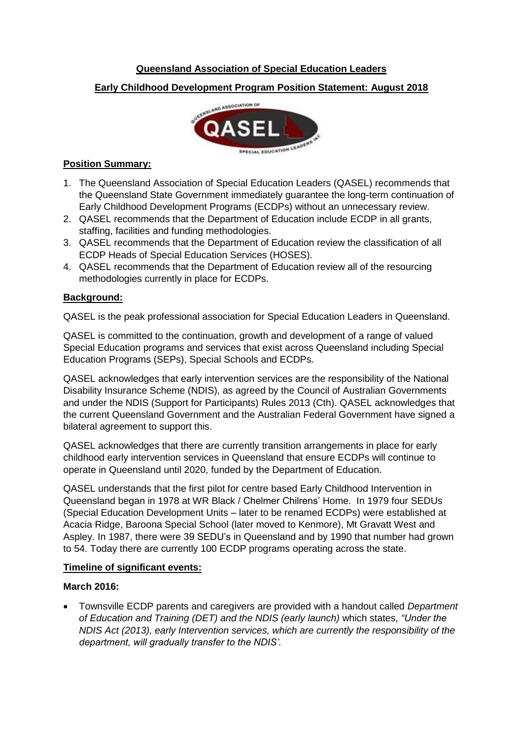# Queensland Association of Special Education Leaders

## Early Childhood Development Program Position Statement: August 2018

### Position Summary:

1. The Queensland Association of Special Education Leaders (QASEL) recommends that the Queensland State Government immediately guarantee the long-term continuation of Early Childhood Development Programs (ECDPs) without an unnecessary review.
2. QASEL recommends that the Department of Education include ECDP in all grants, staffing, facilities and funding methodologies.
3. QASEL recommends that the Department of Education review the classification of all ECDP Heads of Special Education Services (HOSES).
4. QASEL recommends that the Department of Education review all of the resourcing methodologies currently in place for ECDPs.

### Background:

QASEL is the peak professional association for Special Education Leaders in Queensland.

QASEL is committed to the continuation, growth and development of a range of valued Special Education programs and services that exist across Queensland including Special Education Programs (SEPs), Special Schools and ECDPs.

QASEL acknowledges that early intervention services are the responsibility of the National Disability Insurance Scheme (NDIS), as agreed by the Council of Australian Governments and under the NDIS (Support for Participants) Rules 2013 (Cth). QASEL acknowledges that the current Queensland Government and the Australian Federal Government have signed a bilateral agreement to support this.

QASEL acknowledges that there are currently transition arrangements in place for early childhood early intervention services in Queensland that ensure ECDPs will continue to operate in Queensland until 2020, funded by the Department of Education.

QASEL understands that the first pilot for centre based Early Childhood Intervention in Queensland began in 1978 at WR Black / Chelmer Chilrens' Home. In 1979 four SEDUs (Special Education Development Units – later to be renamed ECDPs) were established at Acacia Ridge, Baroona Special School (later moved to Kenmore), Mt Gravatt West and Aspley. In 1987, there were 39 SEDU's in Queensland and by 1990 that number had grown to 54. Today there are currently 100 ECDP programs operating across the state.

### Timeline of significant events:

**March 2016:**

- Townsville ECDP parents and caregivers are provided with a handout called *Department of Education and Training (DET) and the NDIS (early launch)* which states, *"Under the NDIS Act (2013), early Intervention services, which are currently the responsibility of the department, will gradually transfer to the NDIS'.*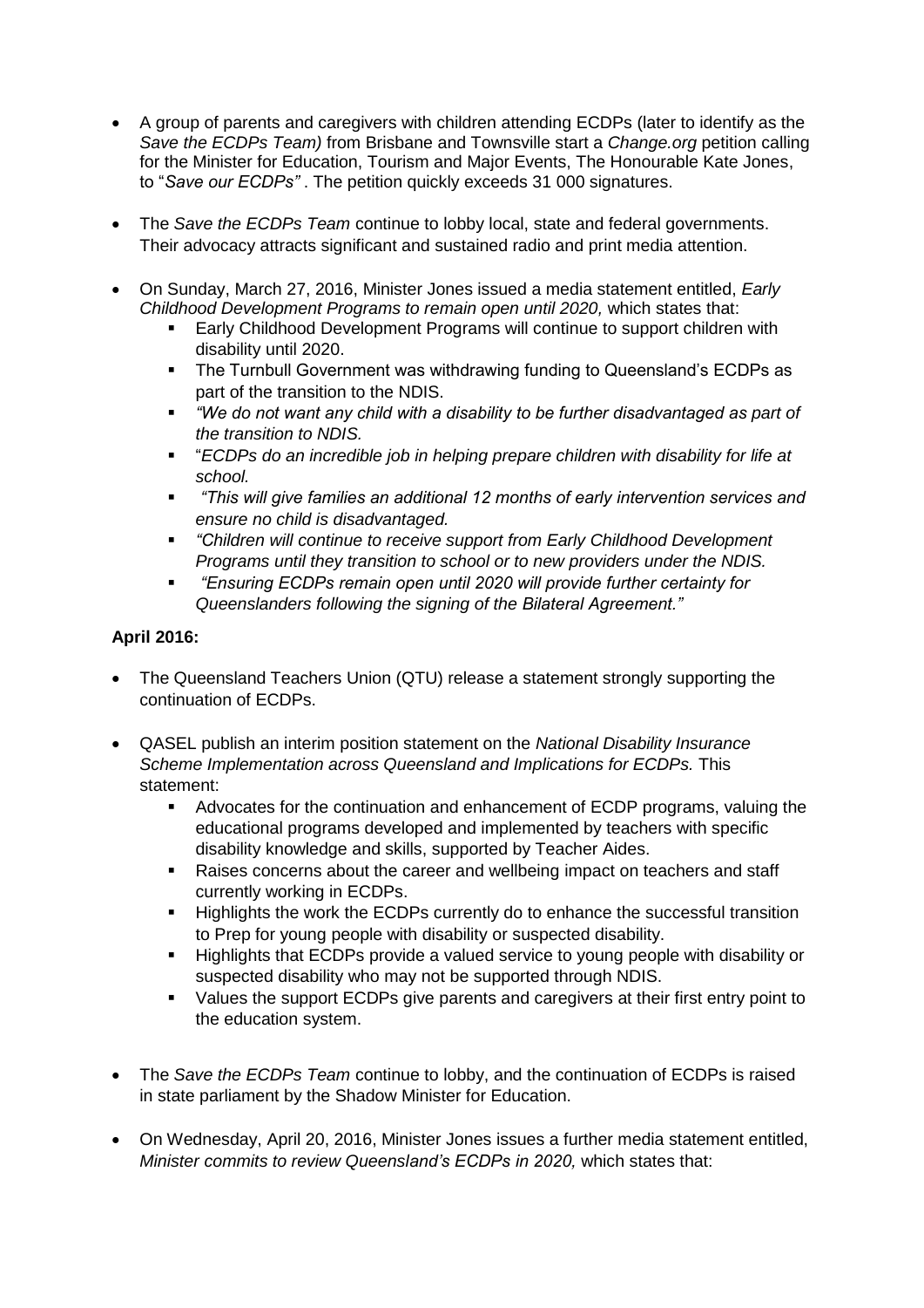- A group of parents and caregivers with children attending ECDPs (later to identify as the *Save the ECDPs Team)* from Brisbane and Townsville start a *Change.org* petition calling for the Minister for Education, Tourism and Major Events, The Honourable Kate Jones, to "*Save our ECDPs"* . The petition quickly exceeds 31 000 signatures.

- The *Save the ECDPs Team* continue to lobby local, state and federal governments. Their advocacy attracts significant and sustained radio and print media attention.

- On Sunday, March 27, 2016, Minister Jones issued a media statement entitled, *Early Childhood Development Programs to remain open until 2020,* which states that:
  - Early Childhood Development Programs will continue to support children with disability until 2020.
  - The Turnbull Government was withdrawing funding to Queensland's ECDPs as part of the transition to the NDIS.
  - *"We do not want any child with a disability to be further disadvantaged as part of the transition to NDIS.*
  - "*ECDPs do an incredible job in helping prepare children with disability for life at school.*
  - *"This will give families an additional 12 months of early intervention services and ensure no child is disadvantaged.*
  - *"Children will continue to receive support from Early Childhood Development Programs until they transition to school or to new providers under the NDIS.*
  - *"Ensuring ECDPs remain open until 2020 will provide further certainty for Queenslanders following the signing of the Bilateral Agreement."*

**April 2016:**

- The Queensland Teachers Union (QTU) release a statement strongly supporting the continuation of ECDPs.

- QASEL publish an interim position statement on the *National Disability Insurance Scheme Implementation across Queensland and Implications for ECDPs.* This statement:
  - Advocates for the continuation and enhancement of ECDP programs, valuing the educational programs developed and implemented by teachers with specific disability knowledge and skills, supported by Teacher Aides.
  - Raises concerns about the career and wellbeing impact on teachers and staff currently working in ECDPs.
  - Highlights the work the ECDPs currently do to enhance the successful transition to Prep for young people with disability or suspected disability.
  - Highlights that ECDPs provide a valued service to young people with disability or suspected disability who may not be supported through NDIS.
  - Values the support ECDPs give parents and caregivers at their first entry point to the education system.

- The *Save the ECDPs Team* continue to lobby, and the continuation of ECDPs is raised in state parliament by the Shadow Minister for Education.

- On Wednesday, April 20, 2016, Minister Jones issues a further media statement entitled, *Minister commits to review Queensland's ECDPs in 2020,* which states that: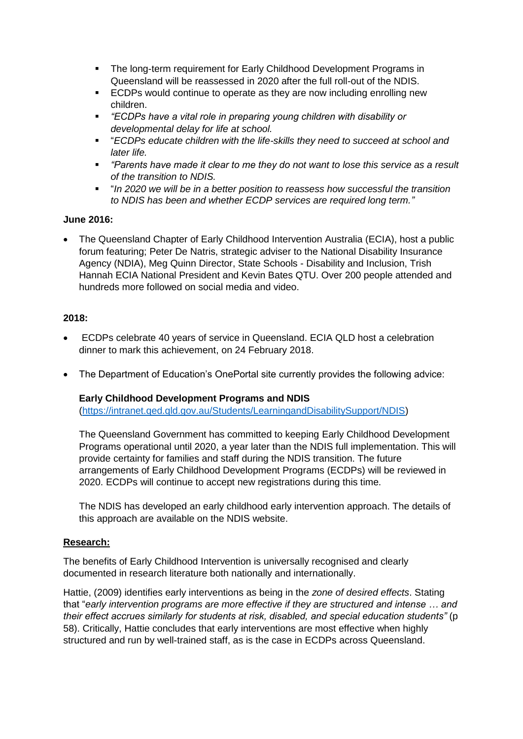- The long-term requirement for Early Childhood Development Programs in Queensland will be reassessed in 2020 after the full roll-out of the NDIS.
- ECDPs would continue to operate as they are now including enrolling new children.
- *"ECDPs have a vital role in preparing young children with disability or developmental delay for life at school.*
- "*ECDPs educate children with the life-skills they need to succeed at school and later life.*
- *"Parents have made it clear to me they do not want to lose this service as a result of the transition to NDIS.*
- "*In 2020 we will be in a better position to reassess how successful the transition to NDIS has been and whether ECDP services are required long term."*

**June 2016:**

- The Queensland Chapter of Early Childhood Intervention Australia (ECIA), host a public forum featuring; Peter De Natris, strategic adviser to the National Disability Insurance Agency (NDIA), Meg Quinn Director, State Schools - Disability and Inclusion, Trish Hannah ECIA National President and Kevin Bates QTU. Over 200 people attended and hundreds more followed on social media and video.

**2018:**

- ECDPs celebrate 40 years of service in Queensland. ECIA QLD host a celebration dinner to mark this achievement, on 24 February 2018.
- The Department of Education's OnePortal site currently provides the following advice:

  **Early Childhood Development Programs and NDIS**
  (https://intranet.qed.qld.gov.au/Students/LearningandDisabilitySupport/NDIS)

  The Queensland Government has committed to keeping Early Childhood Development Programs operational until 2020, a year later than the NDIS full implementation. This will provide certainty for families and staff during the NDIS transition. The future arrangements of Early Childhood Development Programs (ECDPs) will be reviewed in 2020. ECDPs will continue to accept new registrations during this time.

  The NDIS has developed an early childhood early intervention approach. The details of this approach are available on the NDIS website.

**Research:**

The benefits of Early Childhood Intervention is universally recognised and clearly documented in research literature both nationally and internationally.

Hattie, (2009) identifies early interventions as being in the *zone of desired effects*. Stating that "*early intervention programs are more effective if they are structured and intense … and their effect accrues similarly for students at risk, disabled, and special education students"* (p 58). Critically, Hattie concludes that early interventions are most effective when highly structured and run by well-trained staff, as is the case in ECDPs across Queensland.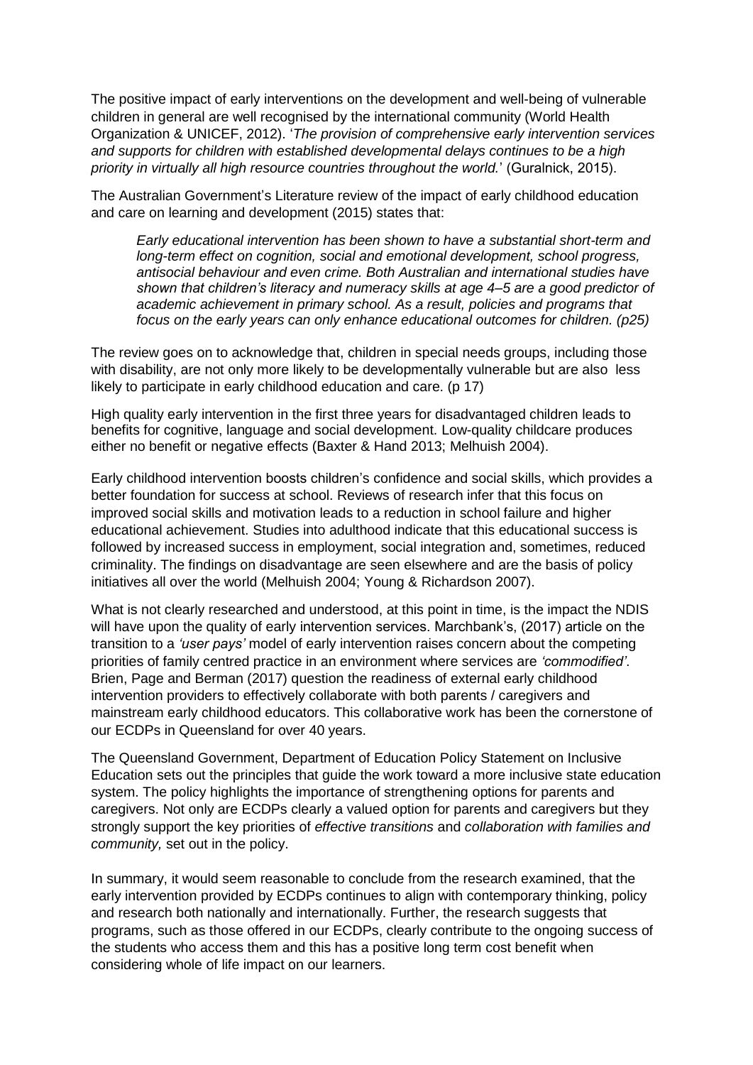The positive impact of early interventions on the development and well-being of vulnerable children in general are well recognised by the international community (World Health Organization & UNICEF, 2012). '*The provision of comprehensive early intervention services and supports for children with established developmental delays continues to be a high priority in virtually all high resource countries throughout the world.*' (Guralnick, 2015).

The Australian Government's Literature review of the impact of early childhood education and care on learning and development (2015) states that:

> *Early educational intervention has been shown to have a substantial short-term and long-term effect on cognition, social and emotional development, school progress, antisocial behaviour and even crime. Both Australian and international studies have shown that children's literacy and numeracy skills at age 4–5 are a good predictor of academic achievement in primary school. As a result, policies and programs that focus on the early years can only enhance educational outcomes for children. (p25)*

The review goes on to acknowledge that, children in special needs groups, including those with disability, are not only more likely to be developmentally vulnerable but are also less likely to participate in early childhood education and care. (p 17)

High quality early intervention in the first three years for disadvantaged children leads to benefits for cognitive, language and social development. Low-quality childcare produces either no benefit or negative effects (Baxter & Hand 2013; Melhuish 2004).

Early childhood intervention boosts children's confidence and social skills, which provides a better foundation for success at school. Reviews of research infer that this focus on improved social skills and motivation leads to a reduction in school failure and higher educational achievement. Studies into adulthood indicate that this educational success is followed by increased success in employment, social integration and, sometimes, reduced criminality. The findings on disadvantage are seen elsewhere and are the basis of policy initiatives all over the world (Melhuish 2004; Young & Richardson 2007).

What is not clearly researched and understood, at this point in time, is the impact the NDIS will have upon the quality of early intervention services. Marchbank's, (2017) article on the transition to a *'user pays'* model of early intervention raises concern about the competing priorities of family centred practice in an environment where services are *'commodified'*. Brien, Page and Berman (2017) question the readiness of external early childhood intervention providers to effectively collaborate with both parents / caregivers and mainstream early childhood educators. This collaborative work has been the cornerstone of our ECDPs in Queensland for over 40 years.

The Queensland Government, Department of Education Policy Statement on Inclusive Education sets out the principles that guide the work toward a more inclusive state education system. The policy highlights the importance of strengthening options for parents and caregivers. Not only are ECDPs clearly a valued option for parents and caregivers but they strongly support the key priorities of *effective transitions* and *collaboration with families and community,* set out in the policy.

In summary, it would seem reasonable to conclude from the research examined, that the early intervention provided by ECDPs continues to align with contemporary thinking, policy and research both nationally and internationally. Further, the research suggests that programs, such as those offered in our ECDPs, clearly contribute to the ongoing success of the students who access them and this has a positive long term cost benefit when considering whole of life impact on our learners.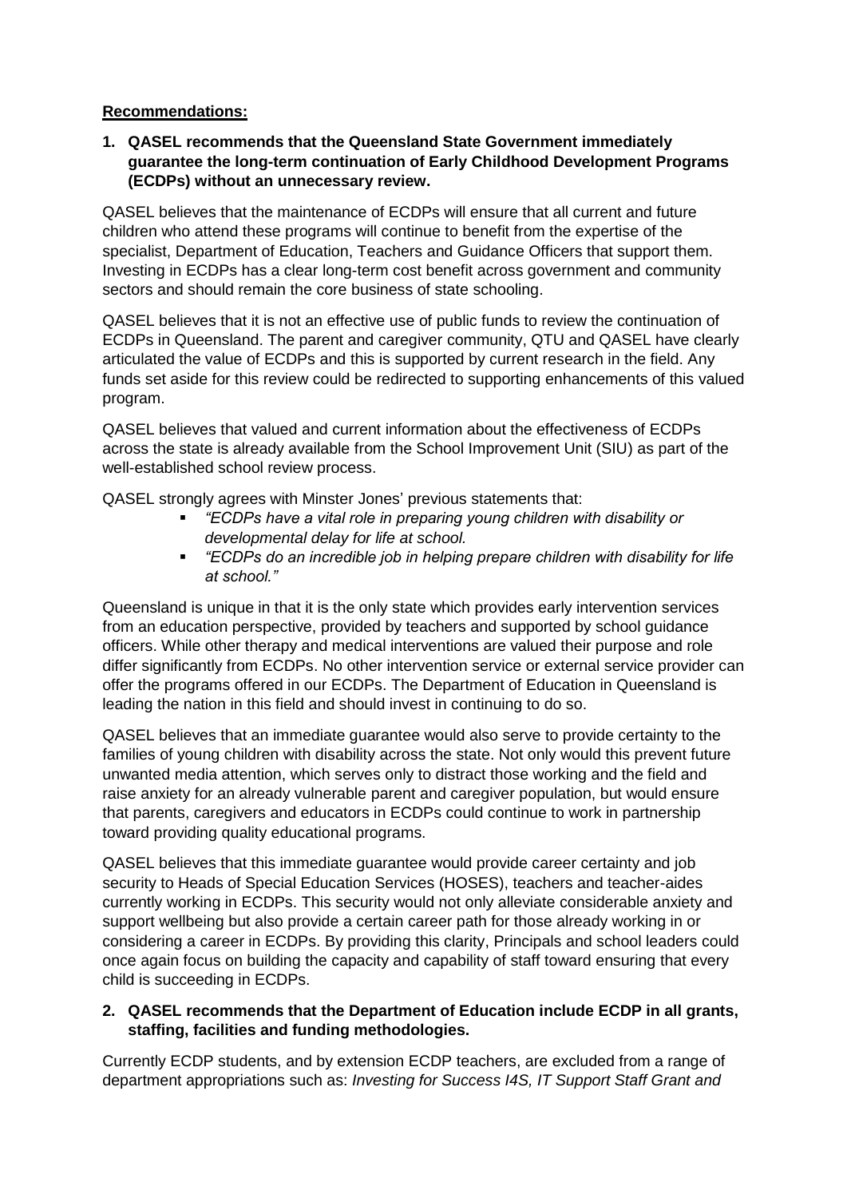**Recommendations:**

1. **QASEL recommends that the Queensland State Government immediately guarantee the long-term continuation of Early Childhood Development Programs (ECDPs) without an unnecessary review.**

QASEL believes that the maintenance of ECDPs will ensure that all current and future children who attend these programs will continue to benefit from the expertise of the specialist, Department of Education, Teachers and Guidance Officers that support them. Investing in ECDPs has a clear long-term cost benefit across government and community sectors and should remain the core business of state schooling.

QASEL believes that it is not an effective use of public funds to review the continuation of ECDPs in Queensland. The parent and caregiver community, QTU and QASEL have clearly articulated the value of ECDPs and this is supported by current research in the field. Any funds set aside for this review could be redirected to supporting enhancements of this valued program.

QASEL believes that valued and current information about the effectiveness of ECDPs across the state is already available from the School Improvement Unit (SIU) as part of the well-established school review process.

QASEL strongly agrees with Minster Jones' previous statements that:

- *"ECDPs have a vital role in preparing young children with disability or developmental delay for life at school.*
- *"ECDPs do an incredible job in helping prepare children with disability for life at school."*

Queensland is unique in that it is the only state which provides early intervention services from an education perspective, provided by teachers and supported by school guidance officers. While other therapy and medical interventions are valued their purpose and role differ significantly from ECDPs. No other intervention service or external service provider can offer the programs offered in our ECDPs. The Department of Education in Queensland is leading the nation in this field and should invest in continuing to do so.

QASEL believes that an immediate guarantee would also serve to provide certainty to the families of young children with disability across the state. Not only would this prevent future unwanted media attention, which serves only to distract those working and the field and raise anxiety for an already vulnerable parent and caregiver population, but would ensure that parents, caregivers and educators in ECDPs could continue to work in partnership toward providing quality educational programs.

QASEL believes that this immediate guarantee would provide career certainty and job security to Heads of Special Education Services (HOSES), teachers and teacher-aides currently working in ECDPs. This security would not only alleviate considerable anxiety and support wellbeing but also provide a certain career path for those already working in or considering a career in ECDPs. By providing this clarity, Principals and school leaders could once again focus on building the capacity and capability of staff toward ensuring that every child is succeeding in ECDPs.

2. **QASEL recommends that the Department of Education include ECDP in all grants, staffing, facilities and funding methodologies.**

Currently ECDP students, and by extension ECDP teachers, are excluded from a range of department appropriations such as: *Investing for Success I4S, IT Support Staff Grant and*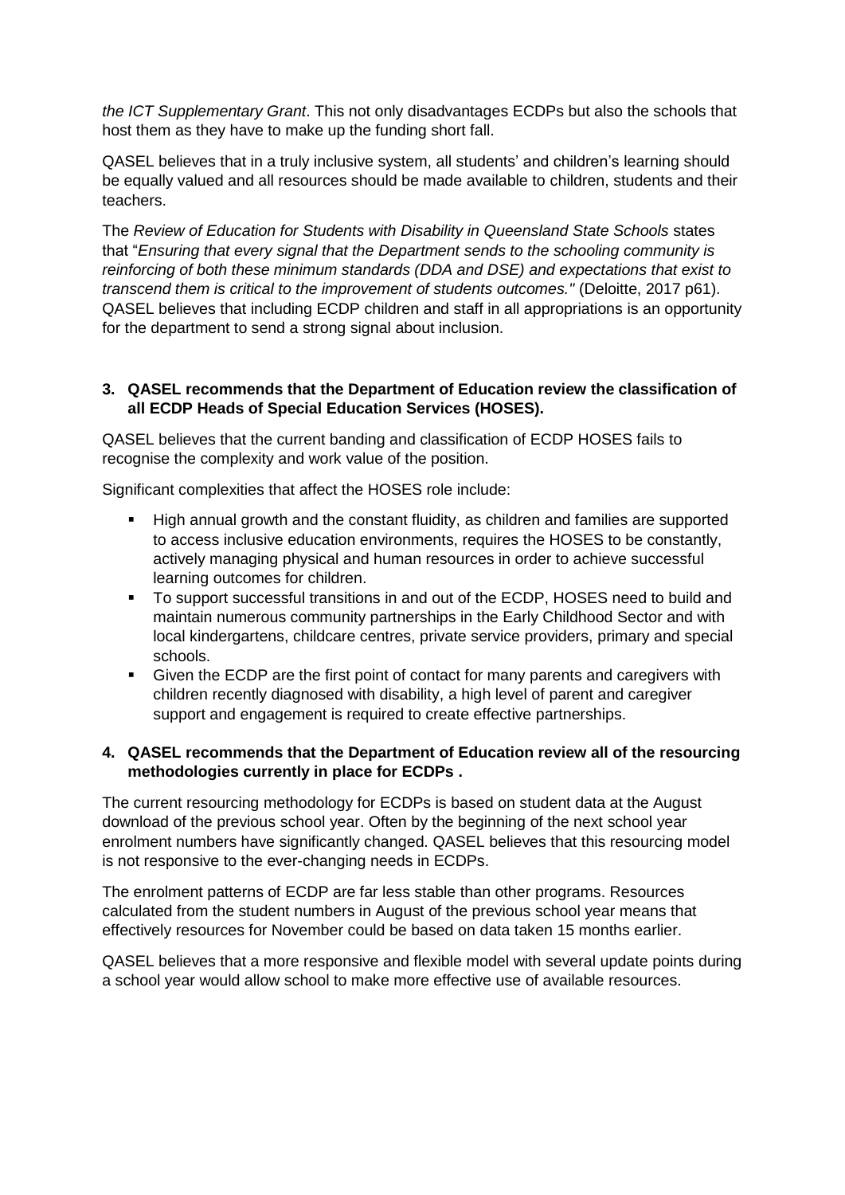*the ICT Supplementary Grant*. This not only disadvantages ECDPs but also the schools that host them as they have to make up the funding short fall.

QASEL believes that in a truly inclusive system, all students' and children's learning should be equally valued and all resources should be made available to children, students and their teachers.

The *Review of Education for Students with Disability in Queensland State Schools* states that "*Ensuring that every signal that the Department sends to the schooling community is reinforcing of both these minimum standards (DDA and DSE) and expectations that exist to transcend them is critical to the improvement of students outcomes."* (Deloitte, 2017 p61). QASEL believes that including ECDP children and staff in all appropriations is an opportunity for the department to send a strong signal about inclusion.

**3. QASEL recommends that the Department of Education review the classification of all ECDP Heads of Special Education Services (HOSES).**

QASEL believes that the current banding and classification of ECDP HOSES fails to recognise the complexity and work value of the position.

Significant complexities that affect the HOSES role include:

- High annual growth and the constant fluidity, as children and families are supported to access inclusive education environments, requires the HOSES to be constantly, actively managing physical and human resources in order to achieve successful learning outcomes for children.
- To support successful transitions in and out of the ECDP, HOSES need to build and maintain numerous community partnerships in the Early Childhood Sector and with local kindergartens, childcare centres, private service providers, primary and special schools.
- Given the ECDP are the first point of contact for many parents and caregivers with children recently diagnosed with disability, a high level of parent and caregiver support and engagement is required to create effective partnerships.

**4. QASEL recommends that the Department of Education review all of the resourcing methodologies currently in place for ECDPs .**

The current resourcing methodology for ECDPs is based on student data at the August download of the previous school year. Often by the beginning of the next school year enrolment numbers have significantly changed. QASEL believes that this resourcing model is not responsive to the ever-changing needs in ECDPs.

The enrolment patterns of ECDP are far less stable than other programs. Resources calculated from the student numbers in August of the previous school year means that effectively resources for November could be based on data taken 15 months earlier.

QASEL believes that a more responsive and flexible model with several update points during a school year would allow school to make more effective use of available resources.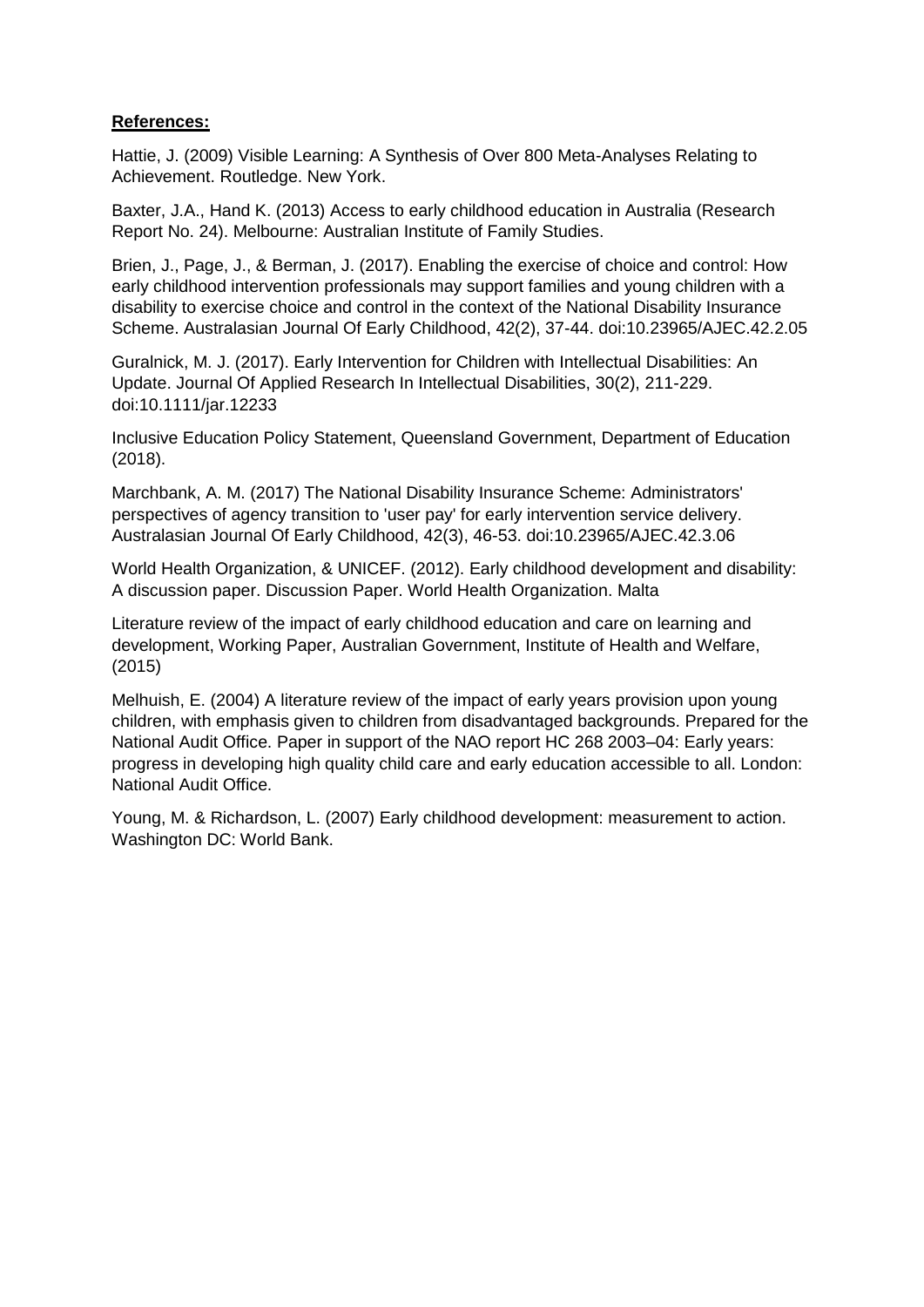**References:**

Hattie, J. (2009) Visible Learning: A Synthesis of Over 800 Meta-Analyses Relating to Achievement. Routledge. New York.

Baxter, J.A., Hand K. (2013) Access to early childhood education in Australia (Research Report No. 24). Melbourne: Australian Institute of Family Studies.

Brien, J., Page, J., & Berman, J. (2017). Enabling the exercise of choice and control: How early childhood intervention professionals may support families and young children with a disability to exercise choice and control in the context of the National Disability Insurance Scheme. Australasian Journal Of Early Childhood, 42(2), 37-44. doi:10.23965/AJEC.42.2.05

Guralnick, M. J. (2017). Early Intervention for Children with Intellectual Disabilities: An Update. Journal Of Applied Research In Intellectual Disabilities, 30(2), 211-229. doi:10.1111/jar.12233

Inclusive Education Policy Statement, Queensland Government, Department of Education (2018).

Marchbank, A. M. (2017) The National Disability Insurance Scheme: Administrators' perspectives of agency transition to 'user pay' for early intervention service delivery. Australasian Journal Of Early Childhood, 42(3), 46-53. doi:10.23965/AJEC.42.3.06

World Health Organization, & UNICEF. (2012). Early childhood development and disability: A discussion paper. Discussion Paper. World Health Organization. Malta

Literature review of the impact of early childhood education and care on learning and development, Working Paper, Australian Government, Institute of Health and Welfare, (2015)

Melhuish, E. (2004) A literature review of the impact of early years provision upon young children, with emphasis given to children from disadvantaged backgrounds. Prepared for the National Audit Office. Paper in support of the NAO report HC 268 2003–04: Early years: progress in developing high quality child care and early education accessible to all. London: National Audit Office.

Young, M. & Richardson, L. (2007) Early childhood development: measurement to action. Washington DC: World Bank.